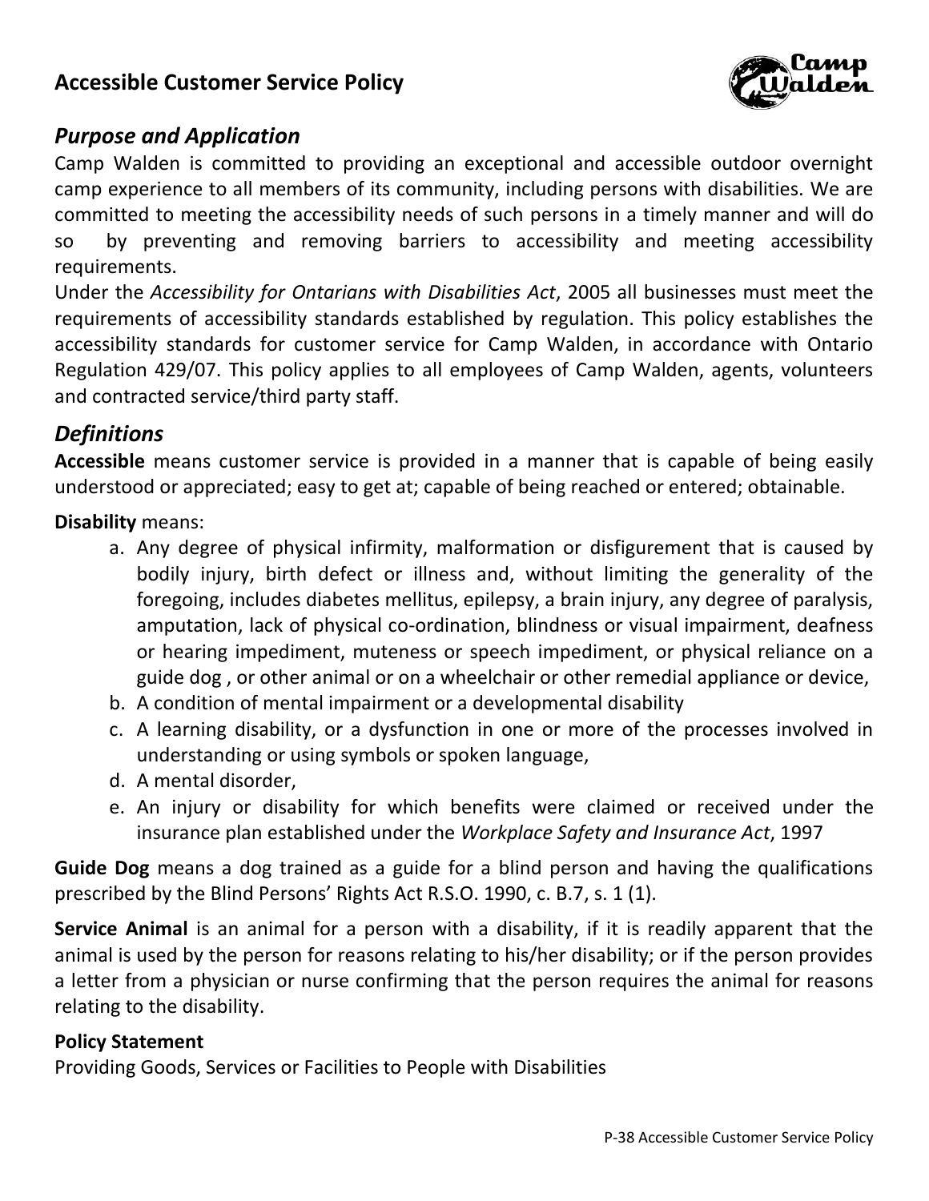# Accessible Customer Service Policy

## *Purpose and Application*

Camp Walden is committed to providing an exceptional and accessible outdoor overnight camp experience to all members of its community, including persons with disabilities. We are committed to meeting the accessibility needs of such persons in a timely manner and will do so by preventing and removing barriers to accessibility and meeting accessibility requirements.

Under the *Accessibility for Ontarians with Disabilities Act*, 2005 all businesses must meet the requirements of accessibility standards established by regulation. This policy establishes the accessibility standards for customer service for Camp Walden, in accordance with Ontario Regulation 429/07. This policy applies to all employees of Camp Walden, agents, volunteers and contracted service/third party staff.

## *Definitions*

**Accessible** means customer service is provided in a manner that is capable of being easily understood or appreciated; easy to get at; capable of being reached or entered; obtainable.

**Disability** means:

a. Any degree of physical infirmity, malformation or disfigurement that is caused by bodily injury, birth defect or illness and, without limiting the generality of the foregoing, includes diabetes mellitus, epilepsy, a brain injury, any degree of paralysis, amputation, lack of physical co-ordination, blindness or visual impairment, deafness or hearing impediment, muteness or speech impediment, or physical reliance on a guide dog , or other animal or on a wheelchair or other remedial appliance or device,
b. A condition of mental impairment or a developmental disability
c. A learning disability, or a dysfunction in one or more of the processes involved in understanding or using symbols or spoken language,
d. A mental disorder,
e. An injury or disability for which benefits were claimed or received under the insurance plan established under the *Workplace Safety and Insurance Act*, 1997

**Guide Dog** means a dog trained as a guide for a blind person and having the qualifications prescribed by the Blind Persons' Rights Act R.S.O. 1990, c. B.7, s. 1 (1).

**Service Animal** is an animal for a person with a disability, if it is readily apparent that the animal is used by the person for reasons relating to his/her disability; or if the person provides a letter from a physician or nurse confirming that the person requires the animal for reasons relating to the disability.

**Policy Statement**

Providing Goods, Services or Facilities to People with Disabilities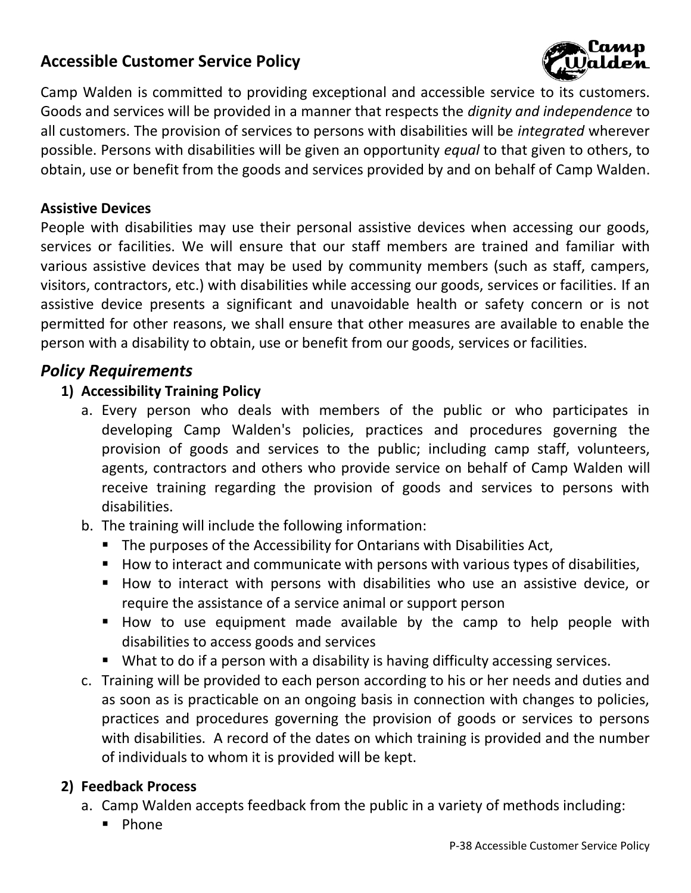## Accessible Customer Service Policy

Camp Walden is committed to providing exceptional and accessible service to its customers. Goods and services will be provided in a manner that respects the *dignity and independence* to all customers. The provision of services to persons with disabilities will be *integrated* wherever possible. Persons with disabilities will be given an opportunity *equal* to that given to others, to obtain, use or benefit from the goods and services provided by and on behalf of Camp Walden.

**Assistive Devices**

People with disabilities may use their personal assistive devices when accessing our goods, services or facilities. We will ensure that our staff members are trained and familiar with various assistive devices that may be used by community members (such as staff, campers, visitors, contractors, etc.) with disabilities while accessing our goods, services or facilities. If an assistive device presents a significant and unavoidable health or safety concern or is not permitted for other reasons, we shall ensure that other measures are available to enable the person with a disability to obtain, use or benefit from our goods, services or facilities.

### *Policy Requirements*

1) **Accessibility Training Policy**
   a. Every person who deals with members of the public or who participates in developing Camp Walden's policies, practices and procedures governing the provision of goods and services to the public; including camp staff, volunteers, agents, contractors and others who provide service on behalf of Camp Walden will receive training regarding the provision of goods and services to persons with disabilities.
   b. The training will include the following information:
      - The purposes of the Accessibility for Ontarians with Disabilities Act,
      - How to interact and communicate with persons with various types of disabilities,
      - How to interact with persons with disabilities who use an assistive device, or require the assistance of a service animal or support person
      - How to use equipment made available by the camp to help people with disabilities to access goods and services
      - What to do if a person with a disability is having difficulty accessing services.
   c. Training will be provided to each person according to his or her needs and duties and as soon as is practicable on an ongoing basis in connection with changes to policies, practices and procedures governing the provision of goods or services to persons with disabilities. A record of the dates on which training is provided and the number of individuals to whom it is provided will be kept.

2) **Feedback Process**
   a. Camp Walden accepts feedback from the public in a variety of methods including:
      - Phone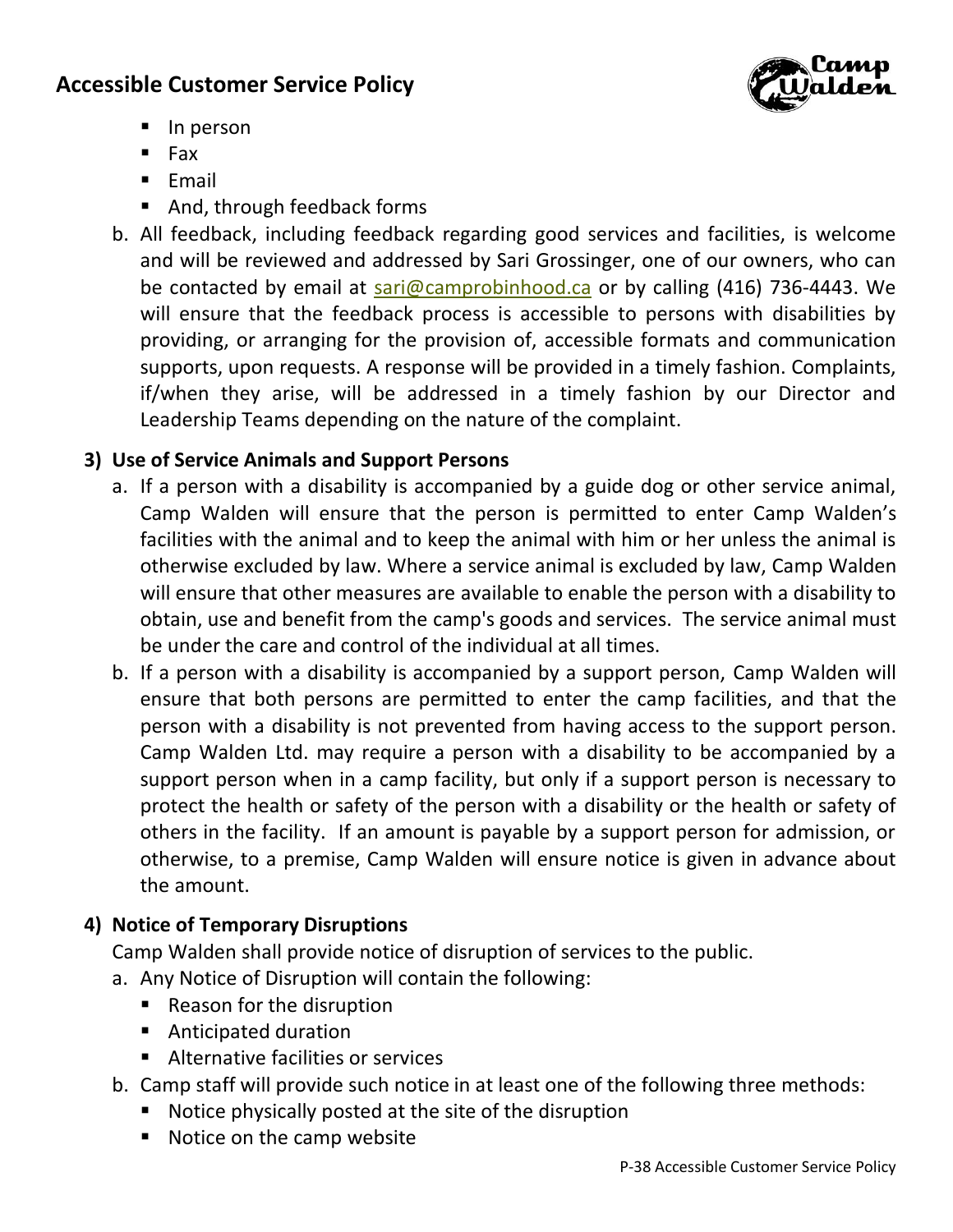- In person
- Fax
- Email
- And, through feedback forms

b. All feedback, including feedback regarding good services and facilities, is welcome and will be reviewed and addressed by Sari Grossinger, one of our owners, who can be contacted by email at sari@camprobinhood.ca or by calling (416) 736-4443. We will ensure that the feedback process is accessible to persons with disabilities by providing, or arranging for the provision of, accessible formats and communication supports, upon requests. A response will be provided in a timely fashion. Complaints, if/when they arise, will be addressed in a timely fashion by our Director and Leadership Teams depending on the nature of the complaint.

### 3) Use of Service Animals and Support Persons

a. If a person with a disability is accompanied by a guide dog or other service animal, Camp Walden will ensure that the person is permitted to enter Camp Walden's facilities with the animal and to keep the animal with him or her unless the animal is otherwise excluded by law. Where a service animal is excluded by law, Camp Walden will ensure that other measures are available to enable the person with a disability to obtain, use and benefit from the camp's goods and services. The service animal must be under the care and control of the individual at all times.

b. If a person with a disability is accompanied by a support person, Camp Walden will ensure that both persons are permitted to enter the camp facilities, and that the person with a disability is not prevented from having access to the support person. Camp Walden Ltd. may require a person with a disability to be accompanied by a support person when in a camp facility, but only if a support person is necessary to protect the health or safety of the person with a disability or the health or safety of others in the facility. If an amount is payable by a support person for admission, or otherwise, to a premise, Camp Walden will ensure notice is given in advance about the amount.

### 4) Notice of Temporary Disruptions

Camp Walden shall provide notice of disruption of services to the public.

a. Any Notice of Disruption will contain the following:
   - Reason for the disruption
   - Anticipated duration
   - Alternative facilities or services

b. Camp staff will provide such notice in at least one of the following three methods:
   - Notice physically posted at the site of the disruption
   - Notice on the camp website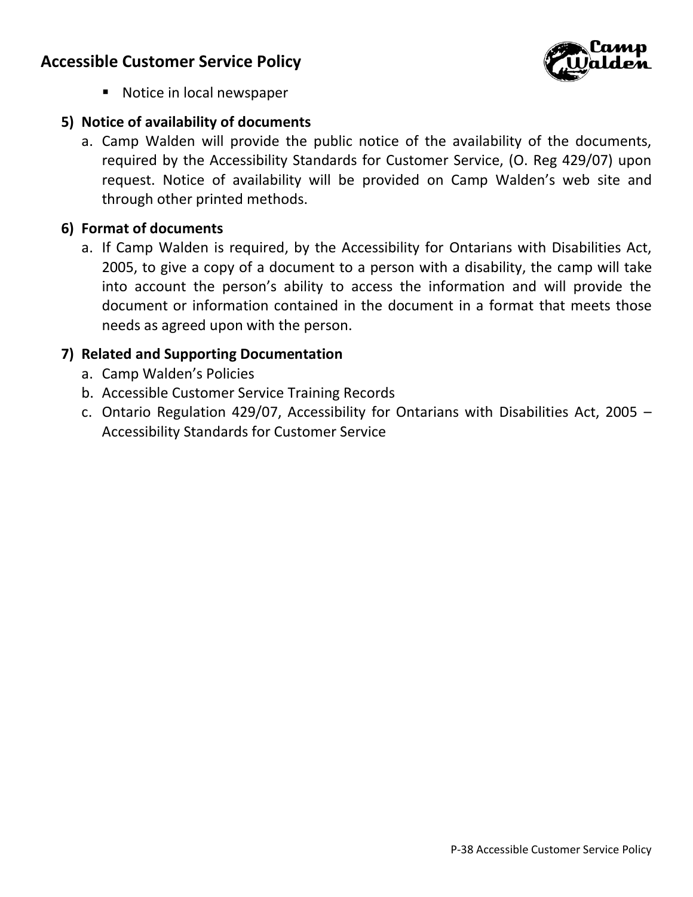- Notice in local newspaper

**5) Notice of availability of documents**

a. Camp Walden will provide the public notice of the availability of the documents, required by the Accessibility Standards for Customer Service, (O. Reg 429/07) upon request. Notice of availability will be provided on Camp Walden's web site and through other printed methods.

**6) Format of documents**

a. If Camp Walden is required, by the Accessibility for Ontarians with Disabilities Act, 2005, to give a copy of a document to a person with a disability, the camp will take into account the person's ability to access the information and will provide the document or information contained in the document in a format that meets those needs as agreed upon with the person.

**7) Related and Supporting Documentation**

a. Camp Walden's Policies
b. Accessible Customer Service Training Records
c. Ontario Regulation 429/07, Accessibility for Ontarians with Disabilities Act, 2005 – Accessibility Standards for Customer Service